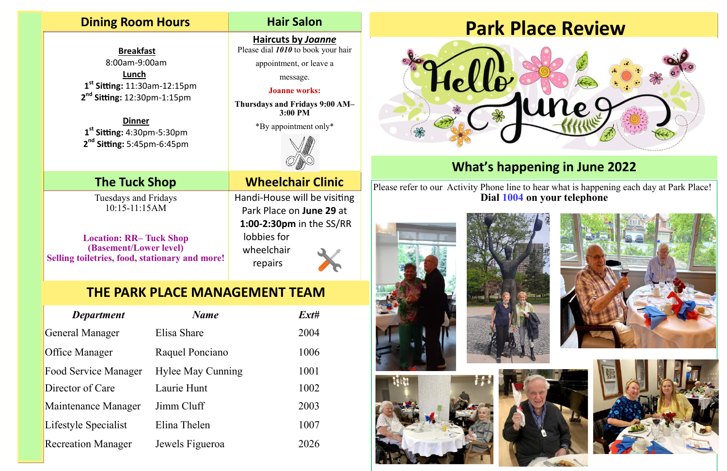## Dining Room Hours

**Breakfast**
8:00am-9:00am

**Lunch**
1st **Sitting:** 11:30am-12:15pm
2nd **Sitting:** 12:30pm-1:15pm

**Dinner**
1st **Sitting:** 4:30pm-5:30pm
2nd **Sitting:** 5:45pm-6:45pm

## Hair Salon

**Haircuts by *Joanne***

Please dial ***1010*** to book your hair appointment, or leave a message.

**Joanne works:**

**Thursdays and Fridays 9:00 AM–3:00 PM**

*By appointment only*

## The Tuck Shop

Tuesdays and Fridays
10:15-11:15AM

**Location: RR– Tuck Shop (Basement/Lower level)**
**Selling toiletries, food, stationary and more!**

## Wheelchair Clinic

Handi-House will be visiting Park Place on **June 29** at **1:00-2:30pm** in the SS/RR lobbies for wheelchair repairs

## THE PARK PLACE MANAGEMENT TEAM

| *Department* | *Name* | *Ext#* |
|---|---|---|
| General Manager | Elisa Share | 2004 |
| Office Manager | Raquel Ponciano | 1006 |
| Food Service Manager | Hylee May Cunning | 1001 |
| Director of Care | Laurie Hunt | 1002 |
| Maintenance Manager | Jimm Cluff | 2003 |
| Lifestyle Specialist | Elina Thelen | 1007 |
| Recreation Manager | Jewels Figueroa | 2026 |

# Park Place Review

Hello June

## What's happening in June 2022

Please refer to our Activity Phone line to hear what is happening each day at Park Place!
**Dial 1004 on your telephone**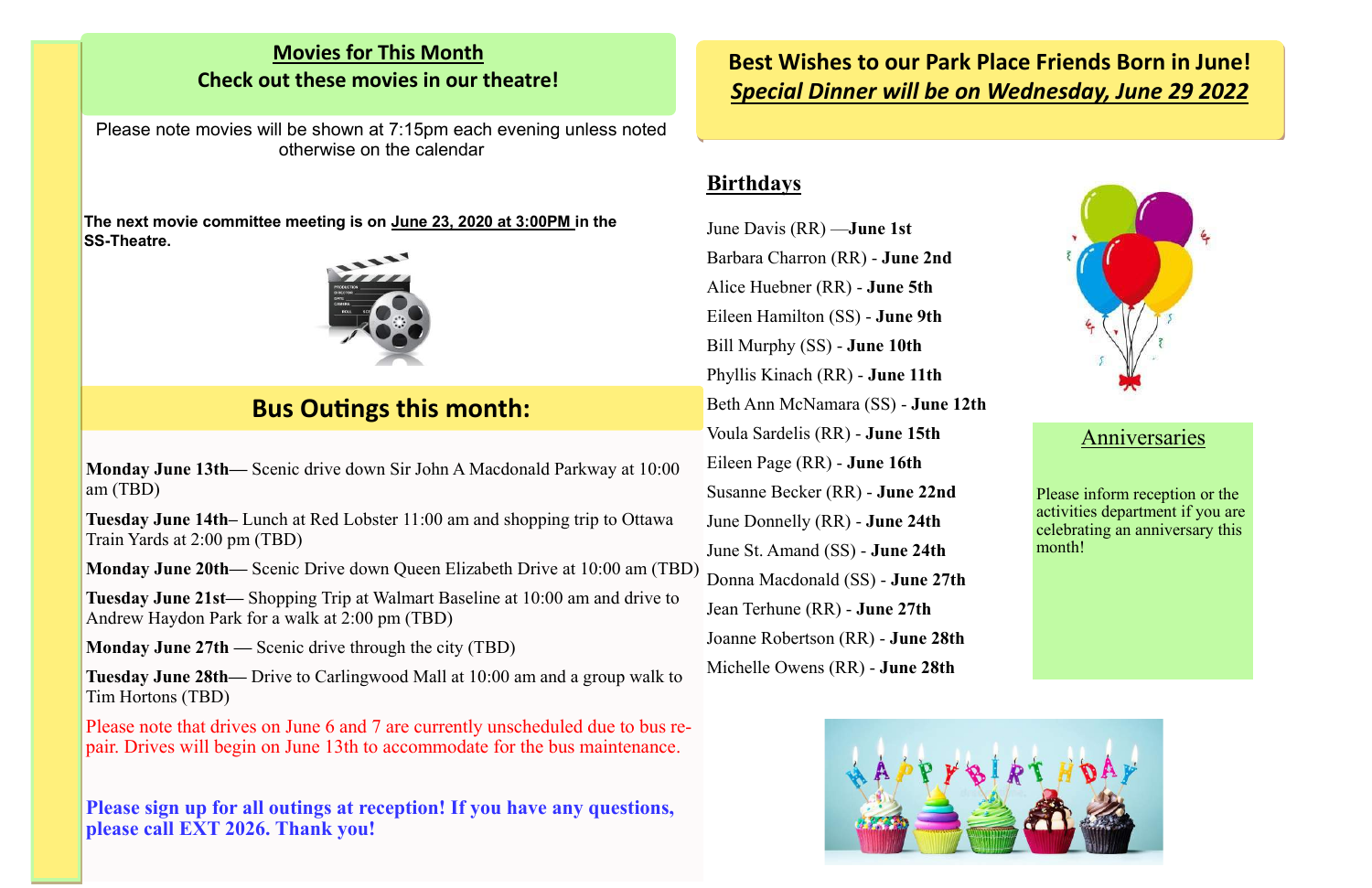## Movies for This Month

**Check out these movies in our theatre!**

Please note movies will be shown at 7:15pm each evening unless noted otherwise on the calendar

**The next movie committee meeting is on June 23, 2020 at 3:00PM in the SS-Theatre.**

## Bus Outings this month:

**Monday June 13th**— Scenic drive down Sir John A Macdonald Parkway at 10:00 am (TBD)

**Tuesday June 14th**– Lunch at Red Lobster 11:00 am and shopping trip to Ottawa Train Yards at 2:00 pm (TBD)

**Monday June 20th**— Scenic Drive down Queen Elizabeth Drive at 10:00 am (TBD)

**Tuesday June 21st**— Shopping Trip at Walmart Baseline at 10:00 am and drive to Andrew Haydon Park for a walk at 2:00 pm (TBD)

**Monday June 27th** — Scenic drive through the city (TBD)

**Tuesday June 28th**— Drive to Carlingwood Mall at 10:00 am and a group walk to Tim Hortons (TBD)

Please note that drives on June 6 and 7 are currently unscheduled due to bus repair. Drives will begin on June 13th to accommodate for the bus maintenance.

**Please sign up for all outings at reception! If you have any questions, please call EXT 2026. Thank you!**

## Best Wishes to our Park Place Friends Born in June!

***Special Dinner will be on Wednesday, June 29 2022***

### Birthdays

June Davis (RR) —**June 1st**

Barbara Charron (RR) - **June 2nd**

Alice Huebner (RR) - **June 5th**

Eileen Hamilton (SS) - **June 9th**

Bill Murphy (SS) - **June 10th**

Phyllis Kinach (RR) - **June 11th**

Beth Ann McNamara (SS) - **June 12th**

Voula Sardelis (RR) - **June 15th**

Eileen Page (RR) - **June 16th**

Susanne Becker (RR) - **June 22nd**

June Donnelly (RR) - **June 24th**

June St. Amand (SS) - **June 24th**

Donna Macdonald (SS) - **June 27th**

Jean Terhune (RR) - **June 27th**

Joanne Robertson (RR) - **June 28th**

Michelle Owens (RR) - **June 28th**

### Anniversaries

Please inform reception or the activities department if you are celebrating an anniversary this month!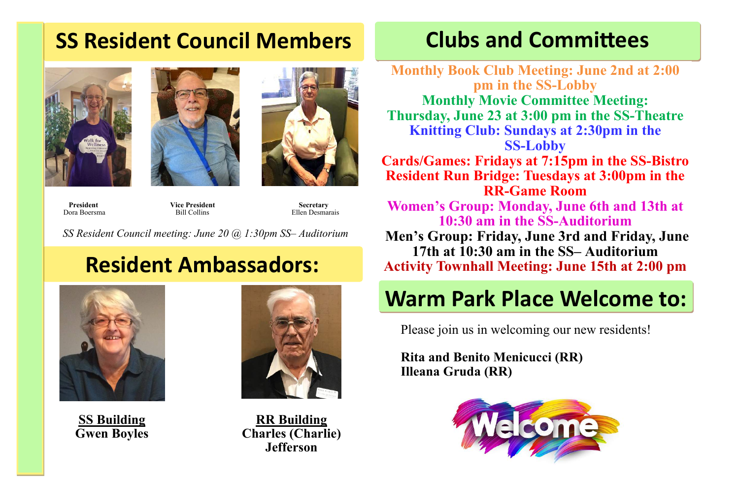## SS Resident Council Members

**President**
Dora Boersma

**Vice President**
Bill Collins

**Secretary**
Ellen Desmarais

*SS Resident Council meeting: June 20 @ 1:30pm SS– Auditorium*

## Resident Ambassadors:

**SS Building**
**Gwen Boyles**

**RR Building**
**Charles (Charlie) Jefferson**

## Clubs and Committees

**Monthly Book Club Meeting: June 2nd at 2:00 pm in the SS-Lobby**

**Monthly Movie Committee Meeting: Thursday, June 23 at 3:00 pm in the SS-Theatre**

**Knitting Club: Sundays at 2:30pm in the SS-Lobby**

**Cards/Games: Fridays at 7:15pm in the SS-Bistro**

**Resident Run Bridge: Tuesdays at 3:00pm in the RR-Game Room**

**Women's Group: Monday, June 6th and 13th at 10:30 am in the SS-Auditorium**

**Men's Group: Friday, June 3rd and Friday, June 17th at 10:30 am in the SS– Auditorium**

**Activity Townhall Meeting: June 15th at 2:00 pm**

## Warm Park Place Welcome to:

Please join us in welcoming our new residents!

**Rita and Benito Menicucci (RR)**
**Illeana Gruda (RR)**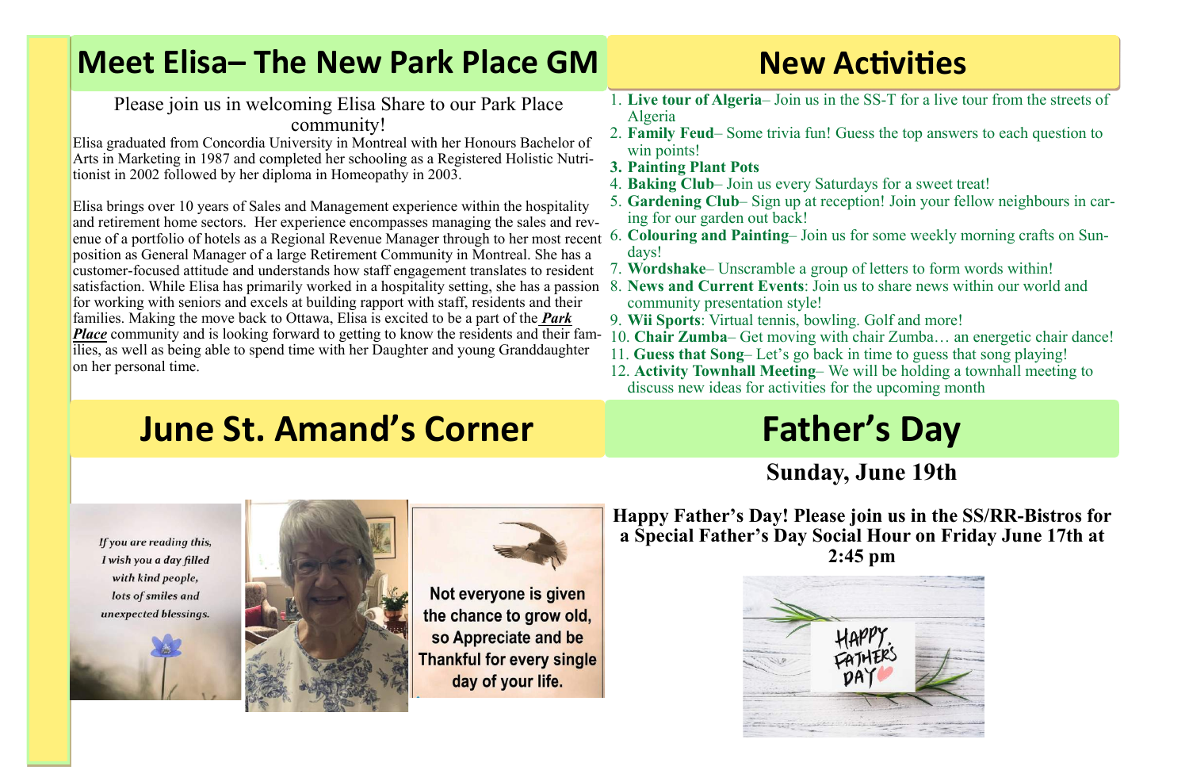# Meet Elisa– The New Park Place GM

Please join us in welcoming Elisa Share to our Park Place community!

Elisa graduated from Concordia University in Montreal with her Honours Bachelor of Arts in Marketing in 1987 and completed her schooling as a Registered Holistic Nutritionist in 2002 followed by her diploma in Homeopathy in 2003.

Elisa brings over 10 years of Sales and Management experience within the hospitality and retirement home sectors. Her experience encompasses managing the sales and revenue of a portfolio of hotels as a Regional Revenue Manager through to her most recent position as General Manager of a large Retirement Community in Montreal. She has a customer-focused attitude and understands how staff engagement translates to resident satisfaction. While Elisa has primarily worked in a hospitality setting, she has a passion for working with seniors and excels at building rapport with staff, residents and their families. Making the move back to Ottawa, Elisa is excited to be a part of the ***Park Place*** community and is looking forward to getting to know the residents and their families, as well as being able to spend time with her Daughter and young Granddaughter on her personal time.

# New Activities

1. **Live tour of Algeria**– Join us in the SS-T for a live tour from the streets of Algeria
2. **Family Feud**– Some trivia fun! Guess the top answers to each question to win points!
3. **Painting Plant Pots**
4. **Baking Club**– Join us every Saturdays for a sweet treat!
5. **Gardening Club**– Sign up at reception! Join your fellow neighbours in caring for our garden out back!
6. **Colouring and Painting**– Join us for some weekly morning crafts on Sundays!
7. **Wordshake**– Unscramble a group of letters to form words within!
8. **News and Current Events**: Join us to share news within our world and community presentation style!
9. **Wii Sports**: Virtual tennis, bowling. Golf and more!
10. **Chair Zumba**– Get moving with chair Zumba… an energetic chair dance!
11. **Guess that Song**– Let's go back in time to guess that song playing!
12. **Activity Townhall Meeting**– We will be holding a townhall meeting to discuss new ideas for activities for the upcoming month

# June St. Amand's Corner

*If you are reading this, I wish you a day filled with kind people, lots of smiles and unexpected blessings.*

Not everyone is given the chance to grow old, so Appreciate and be Thankful for every single day of your life.

# Father's Day

**Sunday, June 19th**

**Happy Father's Day! Please join us in the SS/RR-Bistros for a Special Father's Day Social Hour on Friday June 17th at 2:45 pm**